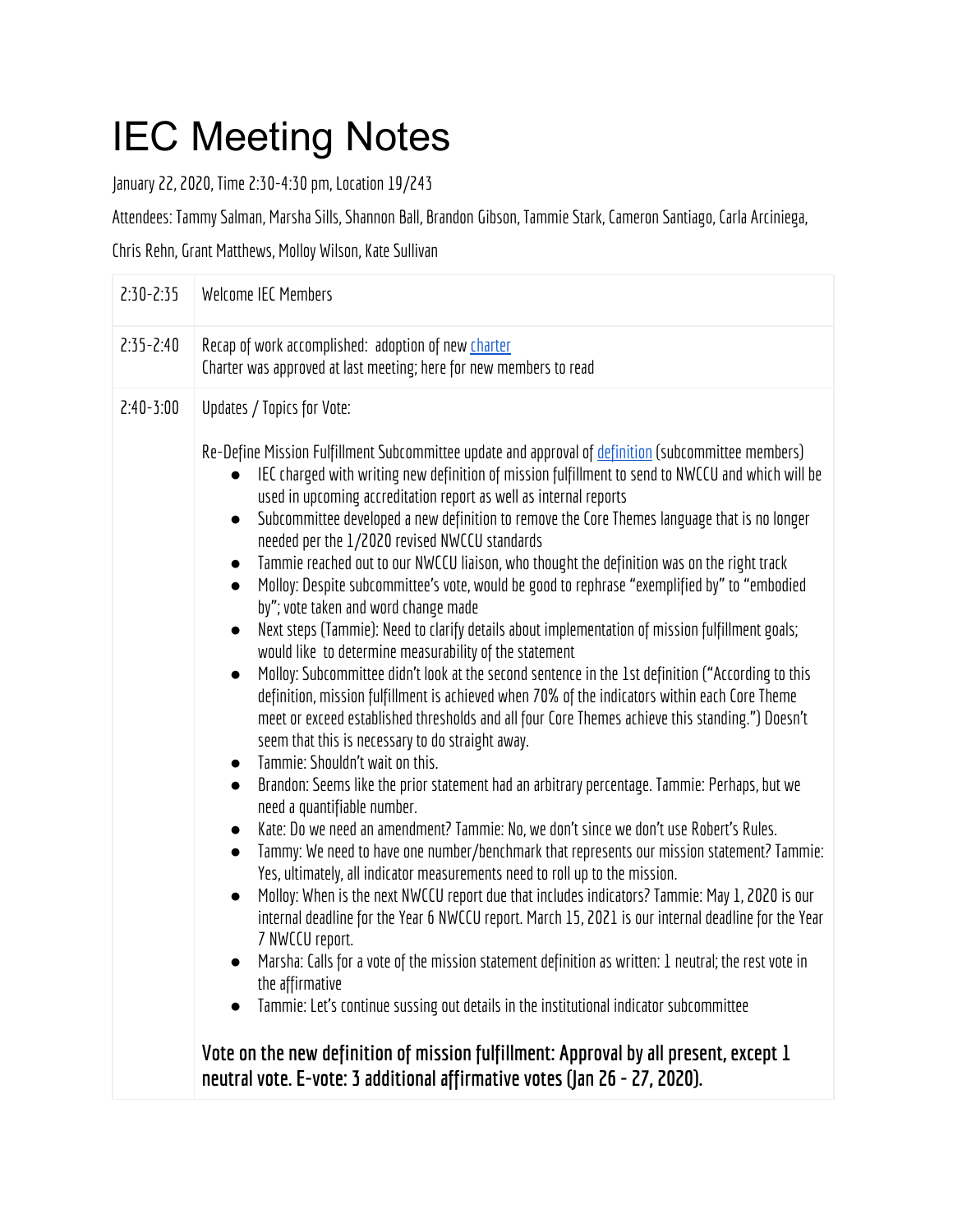# IEC Meeting Notes

January 22, 2020, Time 2:30-4:30 pm, Location 19/243

Attendees: Tammy Salman, Marsha Sills, Shannon Ball, Brandon Gibson, Tammie Stark, Cameron Santiago, Carla Arciniega, Chris Rehn, Grant Matthews, Molloy Wilson, Kate Sullivan

| | |
|---|---|
| 2:30-2:35 | Welcome IEC Members |
| 2:35-2:40 | Recap of work accomplished: adoption of new charter<br>Charter was approved at last meeting; here for new members to read |
| 2:40-3:00 | Updates / Topics for Vote:<br><br>Re-Define Mission Fulfillment Subcommittee update and approval of definition (subcommittee members)<br>• IEC charged with writing new definition of mission fulfillment to send to NWCCU and which will be used in upcoming accreditation report as well as internal reports<br>• Subcommittee developed a new definition to remove the Core Themes language that is no longer needed per the 1/2020 revised NWCCU standards<br>• Tammie reached out to our NWCCU liaison, who thought the definition was on the right track<br>• Molloy: Despite subcommittee's vote, would be good to rephrase "exemplified by" to "embodied by"; vote taken and word change made<br>• Next steps (Tammie): Need to clarify details about implementation of mission fulfillment goals; would like to determine measurability of the statement<br>• Molloy: Subcommittee didn't look at the second sentence in the 1st definition ("According to this definition, mission fulfillment is achieved when 70% of the indicators within each Core Theme meet or exceed established thresholds and all four Core Themes achieve this standing.") Doesn't seem that this is necessary to do straight away.<br>• Tammie: Shouldn't wait on this.<br>• Brandon: Seems like the prior statement had an arbitrary percentage. Tammie: Perhaps, but we need a quantifiable number.<br>• Kate: Do we need an amendment? Tammie: No, we don't since we don't use Robert's Rules.<br>• Tammy: We need to have one number/benchmark that represents our mission statement? Tammie: Yes, ultimately, all indicator measurements need to roll up to the mission.<br>• Molloy: When is the next NWCCU report due that includes indicators? Tammie: May 1, 2020 is our internal deadline for the Year 6 NWCCU report. March 15, 2021 is our internal deadline for the Year 7 NWCCU report.<br>• Marsha: Calls for a vote of the mission statement definition as written: 1 neutral; the rest vote in the affirmative<br>• Tammie: Let's continue sussing out details in the institutional indicator subcommittee<br><br>**Vote on the new definition of mission fulfillment: Approval by all present, except 1 neutral vote. E-vote: 3 additional affirmative votes (Jan 26 - 27, 2020).** |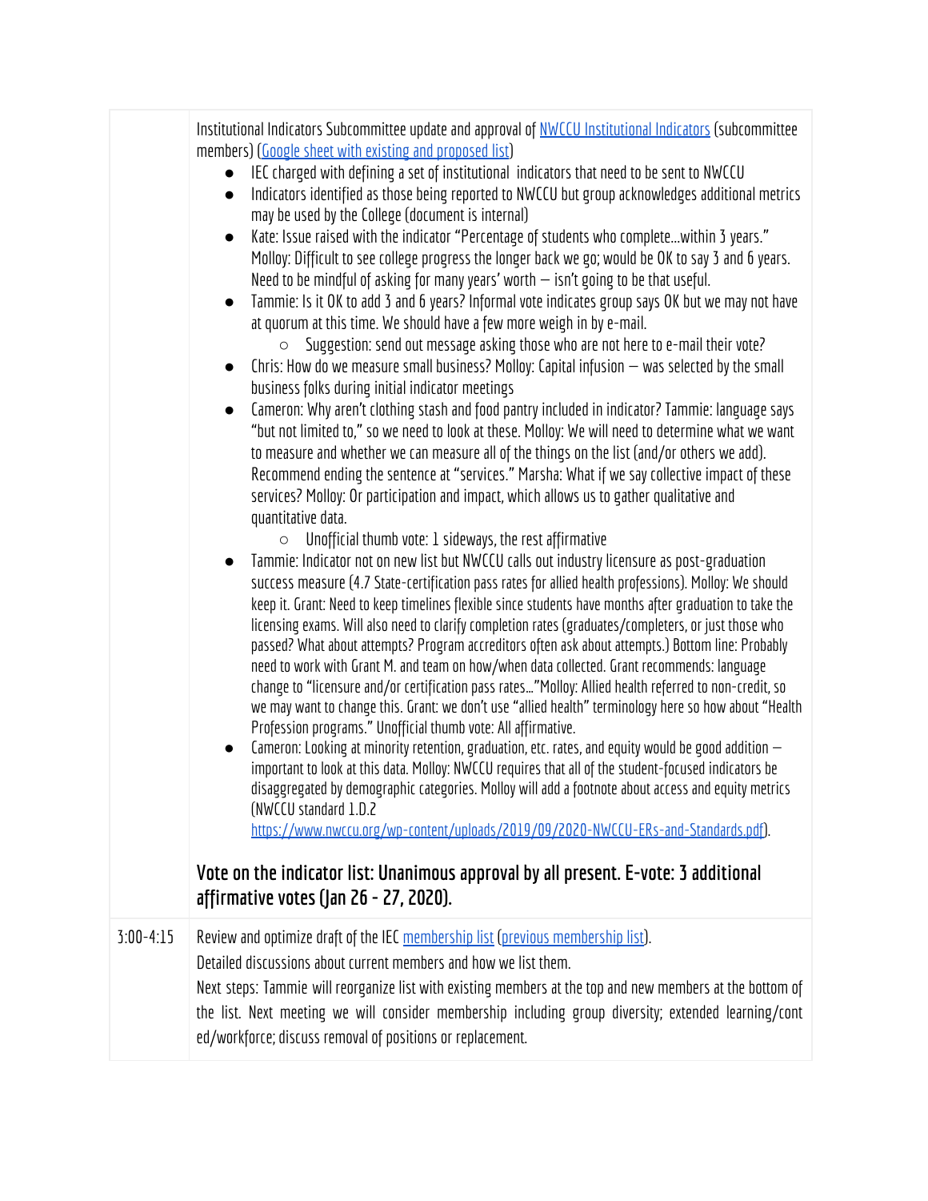| | |
|---|---|
| | Institutional Indicators Subcommittee update and approval of [NWCCU Institutional Indicators]() (subcommittee members) ([Google sheet with existing and proposed list]())<br>• IEC charged with defining a set of institutional indicators that need to be sent to NWCCU<br>• Indicators identified as those being reported to NWCCU but group acknowledges additional metrics may be used by the College (document is internal)<br>• Kate: Issue raised with the indicator "Percentage of students who complete…within 3 years." Molloy: Difficult to see college progress the longer back we go; would be OK to say 3 and 6 years. Need to be mindful of asking for many years' worth – isn't going to be that useful.<br>• Tammie: Is it OK to add 3 and 6 years? Informal vote indicates group says OK but we may not have at quorum at this time. We should have a few more weigh in by e-mail.<br>&nbsp;&nbsp;&nbsp;&nbsp;○ Suggestion: send out message asking those who are not here to e-mail their vote?<br>• Chris: How do we measure small business? Molloy: Capital infusion – was selected by the small business folks during initial indicator meetings<br>• Cameron: Why aren't clothing stash and food pantry included in indicator? Tammie: language says "but not limited to," so we need to look at these. Molloy: We will need to determine what we want to measure and whether we can measure all of the things on the list (and/or others we add). Recommend ending the sentence at "services." Marsha: What if we say collective impact of these services? Molloy: Or participation and impact, which allows us to gather qualitative and quantitative data.<br>&nbsp;&nbsp;&nbsp;&nbsp;○ Unofficial thumb vote: 1 sideways, the rest affirmative<br>• Tammie: Indicator not on new list but NWCCU calls out industry licensure as post-graduation success measure (4.7 State-certification pass rates for allied health professions). Molloy: We should keep it. Grant: Need to keep timelines flexible since students have months after graduation to take the licensing exams. Will also need to clarify completion rates (graduates/completers, or just those who passed? What about attempts? Program accreditors often ask about attempts.) Bottom line: Probably need to work with Grant M. and team on how/when data collected. Grant recommends: language change to "licensure and/or certification pass rates…"Molloy: Allied health referred to non-credit, so we may want to change this. Grant: we don't use "allied health" terminology here so how about "Health Profession programs." Unofficial thumb vote: All affirmative.<br>• Cameron: Looking at minority retention, graduation, etc. rates, and equity would be good addition – important to look at this data. Molloy: NWCCU requires that all of the student-focused indicators be disaggregated by demographic categories. Molloy will add a footnote about access and equity metrics (NWCCU standard 1.D.2 [https://www.nwccu.org/wp-content/uploads/2019/09/2020-NWCCU-ERs-and-Standards.pdf](https://www.nwccu.org/wp-content/uploads/2019/09/2020-NWCCU-ERs-and-Standards.pdf)).<br><br>**Vote on the indicator list: Unanimous approval by all present. E-vote: 3 additional affirmative votes (Jan 26 - 27, 2020).** |
| 3:00-4:15 | Review and optimize draft of the IEC [membership list]() ([previous membership list]()).<br>Detailed discussions about current members and how we list them.<br>Next steps: Tammie will reorganize list with existing members at the top and new members at the bottom of the list. Next meeting we will consider membership including group diversity; extended learning/cont ed/workforce; discuss removal of positions or replacement. |